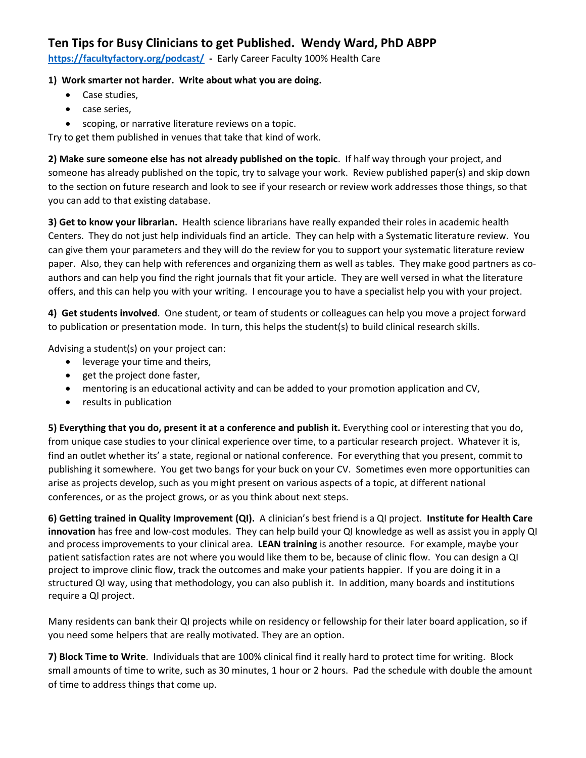# Ten Tips for Busy Clinicians to get Published.  Wendy Ward, PhD ABPP

**https://facultyfactory.org/podcast/** **-** Early Career Faculty 100% Health Care

**1)  Work smarter not harder.  Write about what you are doing.**

- Case studies,
- case series,
- scoping, or narrative literature reviews on a topic.

Try to get them published in venues that take that kind of work.

**2) Make sure someone else has not already published on the topic**.  If half way through your project, and someone has already published on the topic, try to salvage your work.  Review published paper(s) and skip down to the section on future research and look to see if your research or review work addresses those things, so that you can add to that existing database.

**3) Get to know your librarian.**  Health science librarians have really expanded their roles in academic health Centers.  They do not just help individuals find an article.  They can help with a Systematic literature review.  You can give them your parameters and they will do the review for you to support your systematic literature review paper.  Also, they can help with references and organizing them as well as tables.  They make good partners as co-authors and can help you find the right journals that fit your article.  They are well versed in what the literature offers, and this can help you with your writing.  I encourage you to have a specialist help you with your project.

**4)  Get students involved**.  One student, or team of students or colleagues can help you move a project forward to publication or presentation mode.  In turn, this helps the student(s) to build clinical research skills.

Advising a student(s) on your project can:

- leverage your time and theirs,
- get the project done faster,
- mentoring is an educational activity and can be added to your promotion application and CV,
- results in publication

**5) Everything that you do, present it at a conference and publish it.** Everything cool or interesting that you do, from unique case studies to your clinical experience over time, to a particular research project.  Whatever it is, find an outlet whether its' a state, regional or national conference.  For everything that you present, commit to publishing it somewhere.  You get two bangs for your buck on your CV.  Sometimes even more opportunities can arise as projects develop, such as you might present on various aspects of a topic, at different national conferences, or as the project grows, or as you think about next steps.

**6) Getting trained in Quality Improvement (QI).**  A clinician's best friend is a QI project.  **Institute for Health Care innovation** has free and low-cost modules.  They can help build your QI knowledge as well as assist you in apply QI and process improvements to your clinical area.  **LEAN training** is another resource.  For example, maybe your patient satisfaction rates are not where you would like them to be, because of clinic flow.  You can design a QI project to improve clinic flow, track the outcomes and make your patients happier.  If you are doing it in a structured QI way, using that methodology, you can also publish it.  In addition, many boards and institutions require a QI project.

Many residents can bank their QI projects while on residency or fellowship for their later board application, so if you need some helpers that are really motivated. They are an option.

**7) Block Time to Write**.  Individuals that are 100% clinical find it really hard to protect time for writing.  Block small amounts of time to write, such as 30 minutes, 1 hour or 2 hours.  Pad the schedule with double the amount of time to address things that come up.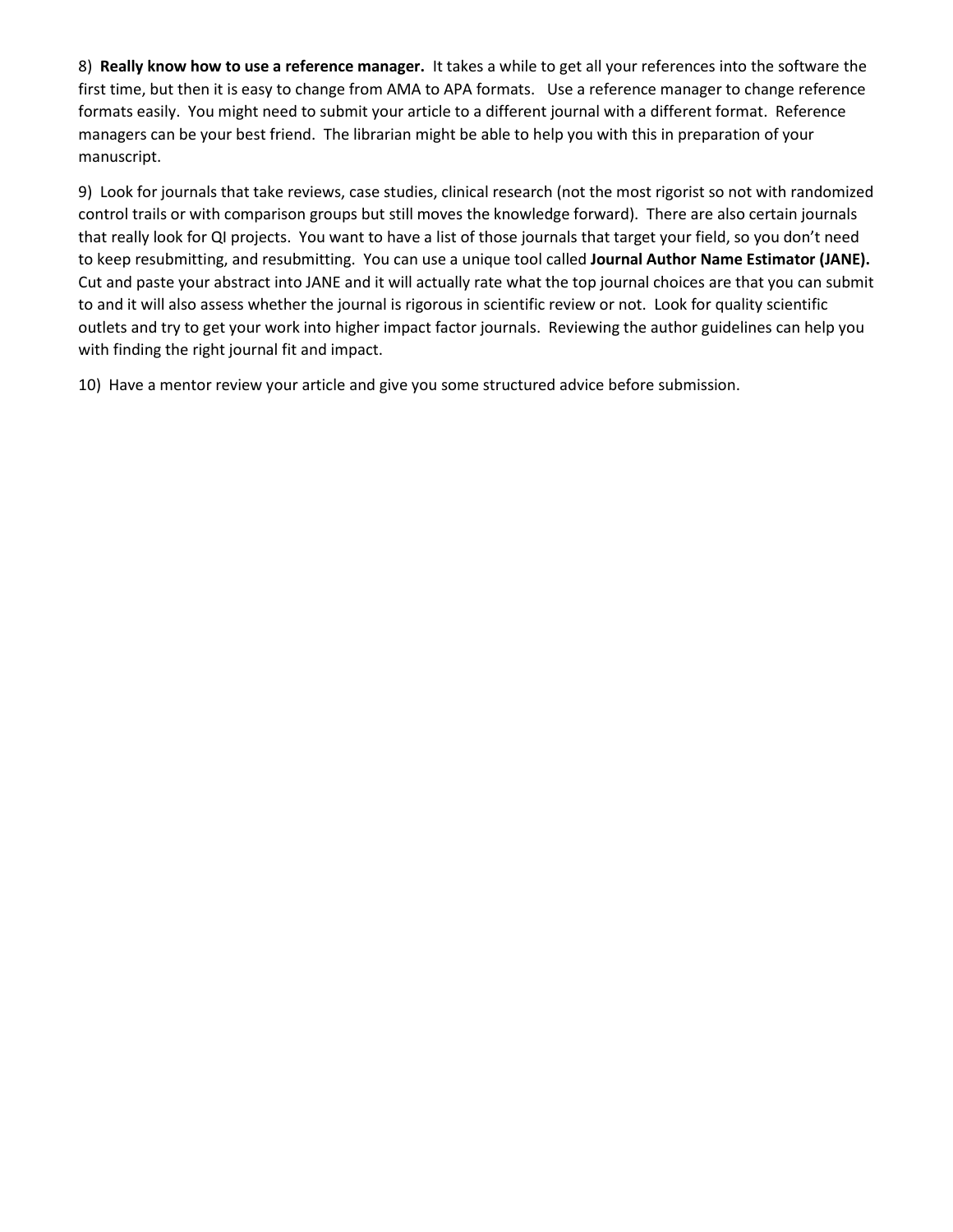8) **Really know how to use a reference manager.** It takes a while to get all your references into the software the first time, but then it is easy to change from AMA to APA formats. Use a reference manager to change reference formats easily. You might need to submit your article to a different journal with a different format. Reference managers can be your best friend. The librarian might be able to help you with this in preparation of your manuscript.

9) Look for journals that take reviews, case studies, clinical research (not the most rigorist so not with randomized control trails or with comparison groups but still moves the knowledge forward). There are also certain journals that really look for QI projects. You want to have a list of those journals that target your field, so you don't need to keep resubmitting, and resubmitting. You can use a unique tool called **Journal Author Name Estimator (JANE).** Cut and paste your abstract into JANE and it will actually rate what the top journal choices are that you can submit to and it will also assess whether the journal is rigorous in scientific review or not. Look for quality scientific outlets and try to get your work into higher impact factor journals. Reviewing the author guidelines can help you with finding the right journal fit and impact.

10) Have a mentor review your article and give you some structured advice before submission.